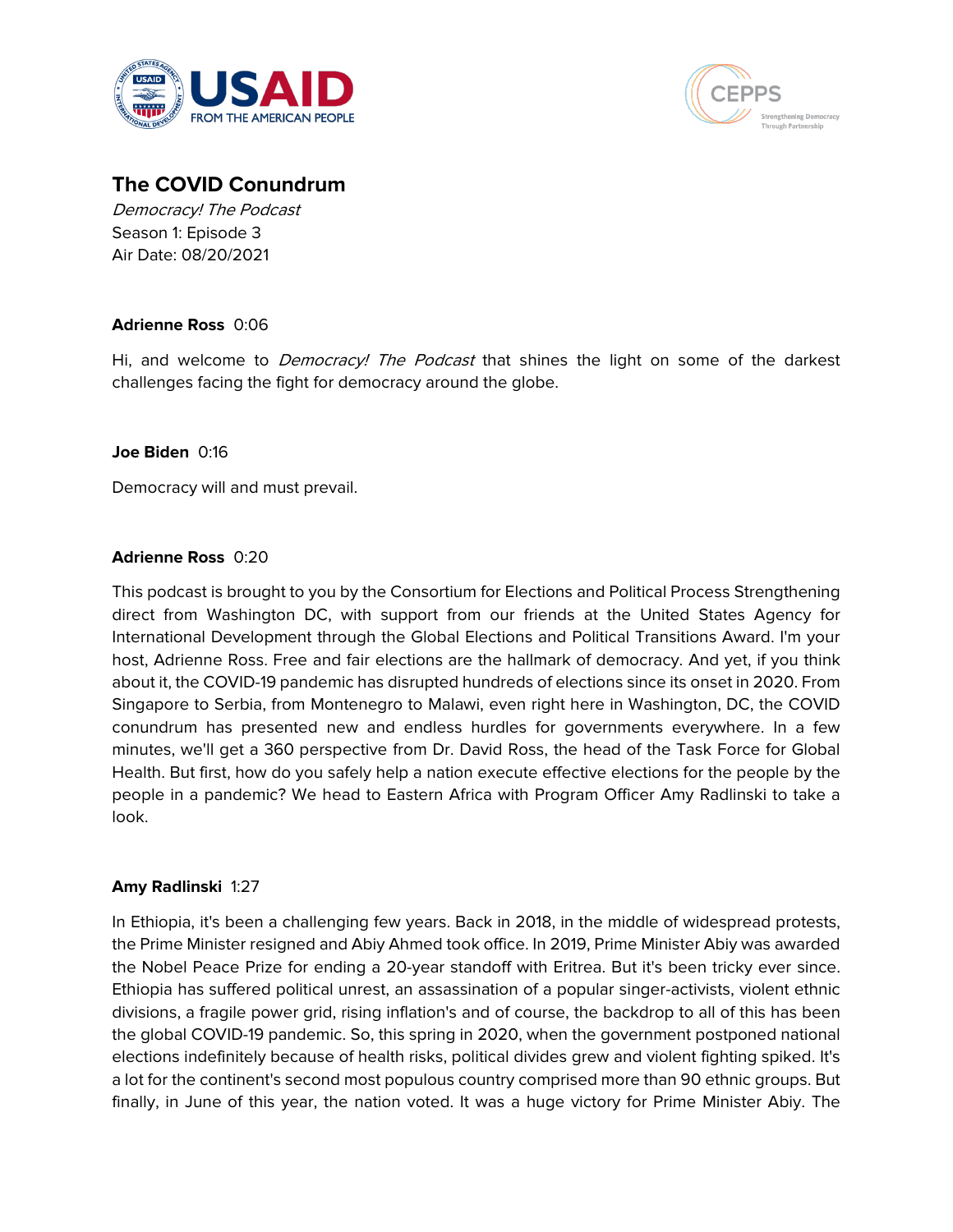# The COVID Conundrum

*Democracy! The Podcast*
Season 1: Episode 3
Air Date: 08/20/2021

**Adrienne Ross** 0:06

Hi, and welcome to *Democracy! The Podcast* that shines the light on some of the darkest challenges facing the fight for democracy around the globe.

**Joe Biden** 0:16

Democracy will and must prevail.

**Adrienne Ross** 0:20

This podcast is brought to you by the Consortium for Elections and Political Process Strengthening direct from Washington DC, with support from our friends at the United States Agency for International Development through the Global Elections and Political Transitions Award. I'm your host, Adrienne Ross. Free and fair elections are the hallmark of democracy. And yet, if you think about it, the COVID-19 pandemic has disrupted hundreds of elections since its onset in 2020. From Singapore to Serbia, from Montenegro to Malawi, even right here in Washington, DC, the COVID conundrum has presented new and endless hurdles for governments everywhere. In a few minutes, we'll get a 360 perspective from Dr. David Ross, the head of the Task Force for Global Health. But first, how do you safely help a nation execute effective elections for the people by the people in a pandemic? We head to Eastern Africa with Program Officer Amy Radlinski to take a look.

**Amy Radlinski** 1:27

In Ethiopia, it's been a challenging few years. Back in 2018, in the middle of widespread protests, the Prime Minister resigned and Abiy Ahmed took office. In 2019, Prime Minister Abiy was awarded the Nobel Peace Prize for ending a 20-year standoff with Eritrea. But it's been tricky ever since. Ethiopia has suffered political unrest, an assassination of a popular singer-activists, violent ethnic divisions, a fragile power grid, rising inflation's and of course, the backdrop to all of this has been the global COVID-19 pandemic. So, this spring in 2020, when the government postponed national elections indefinitely because of health risks, political divides grew and violent fighting spiked. It's a lot for the continent's second most populous country comprised more than 90 ethnic groups. But finally, in June of this year, the nation voted. It was a huge victory for Prime Minister Abiy. The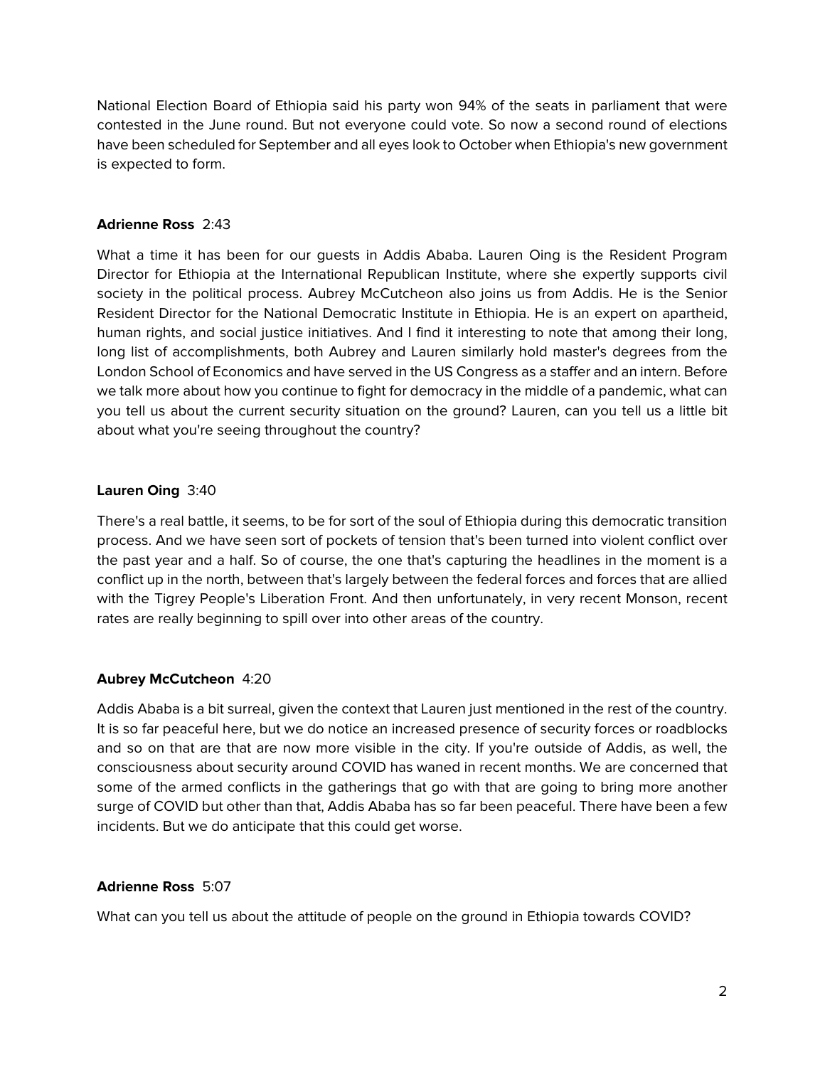National Election Board of Ethiopia said his party won 94% of the seats in parliament that were contested in the June round. But not everyone could vote. So now a second round of elections have been scheduled for September and all eyes look to October when Ethiopia's new government is expected to form.

**Adrienne Ross** 2:43

What a time it has been for our guests in Addis Ababa. Lauren Oing is the Resident Program Director for Ethiopia at the International Republican Institute, where she expertly supports civil society in the political process. Aubrey McCutcheon also joins us from Addis. He is the Senior Resident Director for the National Democratic Institute in Ethiopia. He is an expert on apartheid, human rights, and social justice initiatives. And I find it interesting to note that among their long, long list of accomplishments, both Aubrey and Lauren similarly hold master's degrees from the London School of Economics and have served in the US Congress as a staffer and an intern. Before we talk more about how you continue to fight for democracy in the middle of a pandemic, what can you tell us about the current security situation on the ground? Lauren, can you tell us a little bit about what you're seeing throughout the country?

**Lauren Oing** 3:40

There's a real battle, it seems, to be for sort of the soul of Ethiopia during this democratic transition process. And we have seen sort of pockets of tension that's been turned into violent conflict over the past year and a half. So of course, the one that's capturing the headlines in the moment is a conflict up in the north, between that's largely between the federal forces and forces that are allied with the Tigrey People's Liberation Front. And then unfortunately, in very recent Monson, recent rates are really beginning to spill over into other areas of the country.

**Aubrey McCutcheon** 4:20

Addis Ababa is a bit surreal, given the context that Lauren just mentioned in the rest of the country. It is so far peaceful here, but we do notice an increased presence of security forces or roadblocks and so on that are that are now more visible in the city. If you're outside of Addis, as well, the consciousness about security around COVID has waned in recent months. We are concerned that some of the armed conflicts in the gatherings that go with that are going to bring more another surge of COVID but other than that, Addis Ababa has so far been peaceful. There have been a few incidents. But we do anticipate that this could get worse.

**Adrienne Ross** 5:07

What can you tell us about the attitude of people on the ground in Ethiopia towards COVID?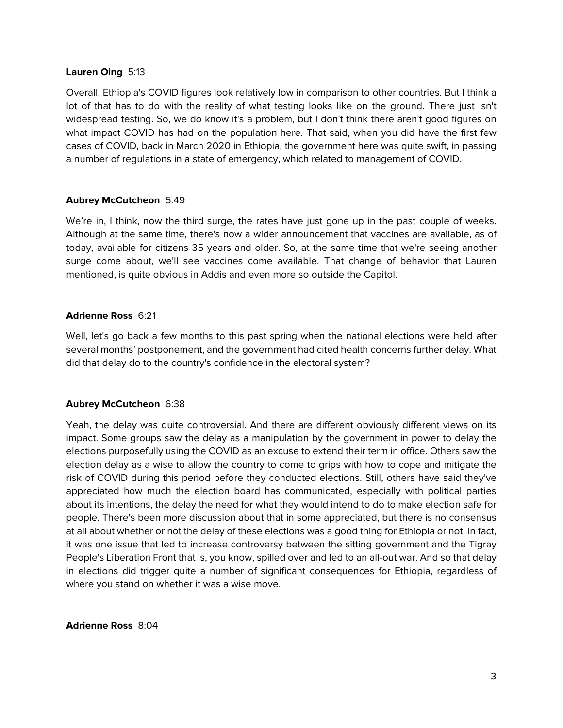**Lauren Oing** 5:13

Overall, Ethiopia's COVID figures look relatively low in comparison to other countries. But I think a lot of that has to do with the reality of what testing looks like on the ground. There just isn't widespread testing. So, we do know it's a problem, but I don't think there aren't good figures on what impact COVID has had on the population here. That said, when you did have the first few cases of COVID, back in March 2020 in Ethiopia, the government here was quite swift, in passing a number of regulations in a state of emergency, which related to management of COVID.

**Aubrey McCutcheon** 5:49

We're in, I think, now the third surge, the rates have just gone up in the past couple of weeks. Although at the same time, there's now a wider announcement that vaccines are available, as of today, available for citizens 35 years and older. So, at the same time that we're seeing another surge come about, we'll see vaccines come available. That change of behavior that Lauren mentioned, is quite obvious in Addis and even more so outside the Capitol.

**Adrienne Ross** 6:21

Well, let's go back a few months to this past spring when the national elections were held after several months' postponement, and the government had cited health concerns further delay. What did that delay do to the country's confidence in the electoral system?

**Aubrey McCutcheon** 6:38

Yeah, the delay was quite controversial. And there are different obviously different views on its impact. Some groups saw the delay as a manipulation by the government in power to delay the elections purposefully using the COVID as an excuse to extend their term in office. Others saw the election delay as a wise to allow the country to come to grips with how to cope and mitigate the risk of COVID during this period before they conducted elections. Still, others have said they've appreciated how much the election board has communicated, especially with political parties about its intentions, the delay the need for what they would intend to do to make election safe for people. There's been more discussion about that in some appreciated, but there is no consensus at all about whether or not the delay of these elections was a good thing for Ethiopia or not. In fact, it was one issue that led to increase controversy between the sitting government and the Tigray People's Liberation Front that is, you know, spilled over and led to an all-out war. And so that delay in elections did trigger quite a number of significant consequences for Ethiopia, regardless of where you stand on whether it was a wise move.

**Adrienne Ross** 8:04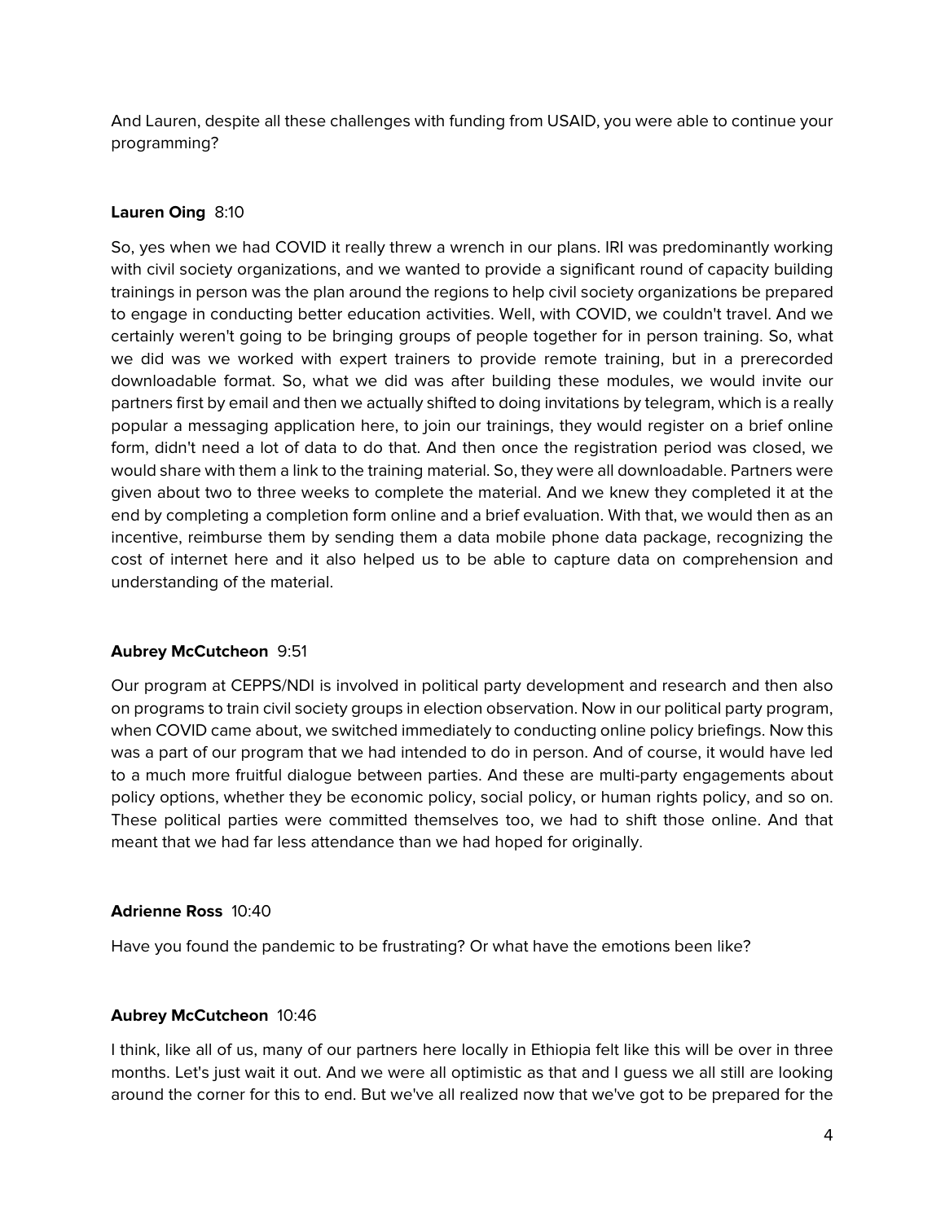And Lauren, despite all these challenges with funding from USAID, you were able to continue your programming?

**Lauren Oing** 8:10

So, yes when we had COVID it really threw a wrench in our plans. IRI was predominantly working with civil society organizations, and we wanted to provide a significant round of capacity building trainings in person was the plan around the regions to help civil society organizations be prepared to engage in conducting better education activities. Well, with COVID, we couldn't travel. And we certainly weren't going to be bringing groups of people together for in person training. So, what we did was we worked with expert trainers to provide remote training, but in a prerecorded downloadable format. So, what we did was after building these modules, we would invite our partners first by email and then we actually shifted to doing invitations by telegram, which is a really popular a messaging application here, to join our trainings, they would register on a brief online form, didn't need a lot of data to do that. And then once the registration period was closed, we would share with them a link to the training material. So, they were all downloadable. Partners were given about two to three weeks to complete the material. And we knew they completed it at the end by completing a completion form online and a brief evaluation. With that, we would then as an incentive, reimburse them by sending them a data mobile phone data package, recognizing the cost of internet here and it also helped us to be able to capture data on comprehension and understanding of the material.

**Aubrey McCutcheon** 9:51

Our program at CEPPS/NDI is involved in political party development and research and then also on programs to train civil society groups in election observation. Now in our political party program, when COVID came about, we switched immediately to conducting online policy briefings. Now this was a part of our program that we had intended to do in person. And of course, it would have led to a much more fruitful dialogue between parties. And these are multi-party engagements about policy options, whether they be economic policy, social policy, or human rights policy, and so on. These political parties were committed themselves too, we had to shift those online. And that meant that we had far less attendance than we had hoped for originally.

**Adrienne Ross** 10:40

Have you found the pandemic to be frustrating? Or what have the emotions been like?

**Aubrey McCutcheon** 10:46

I think, like all of us, many of our partners here locally in Ethiopia felt like this will be over in three months. Let's just wait it out. And we were all optimistic as that and I guess we all still are looking around the corner for this to end. But we've all realized now that we've got to be prepared for the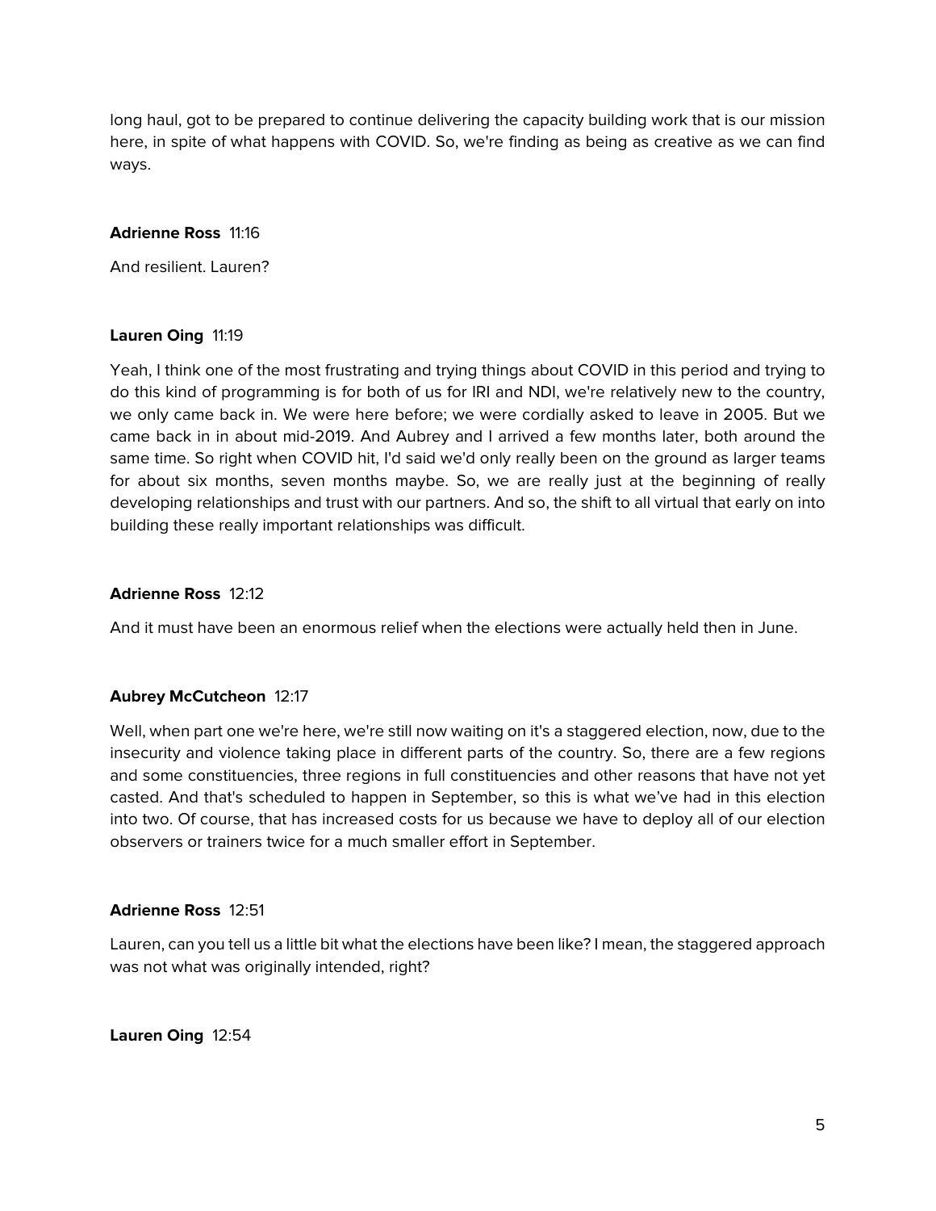long haul, got to be prepared to continue delivering the capacity building work that is our mission here, in spite of what happens with COVID. So, we're finding as being as creative as we can find ways.

**Adrienne Ross** 11:16

And resilient. Lauren?

**Lauren Oing** 11:19

Yeah, I think one of the most frustrating and trying things about COVID in this period and trying to do this kind of programming is for both of us for IRI and NDI, we're relatively new to the country, we only came back in. We were here before; we were cordially asked to leave in 2005. But we came back in in about mid-2019. And Aubrey and I arrived a few months later, both around the same time. So right when COVID hit, I'd said we'd only really been on the ground as larger teams for about six months, seven months maybe. So, we are really just at the beginning of really developing relationships and trust with our partners. And so, the shift to all virtual that early on into building these really important relationships was difficult.

**Adrienne Ross** 12:12

And it must have been an enormous relief when the elections were actually held then in June.

**Aubrey McCutcheon** 12:17

Well, when part one we're here, we're still now waiting on it's a staggered election, now, due to the insecurity and violence taking place in different parts of the country. So, there are a few regions and some constituencies, three regions in full constituencies and other reasons that have not yet casted. And that's scheduled to happen in September, so this is what we've had in this election into two. Of course, that has increased costs for us because we have to deploy all of our election observers or trainers twice for a much smaller effort in September.

**Adrienne Ross** 12:51

Lauren, can you tell us a little bit what the elections have been like? I mean, the staggered approach was not what was originally intended, right?

**Lauren Oing** 12:54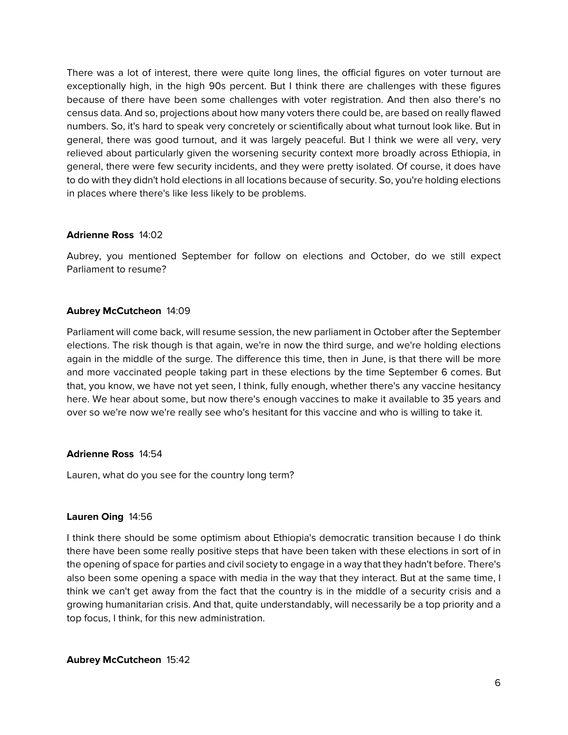There was a lot of interest, there were quite long lines, the official figures on voter turnout are exceptionally high, in the high 90s percent. But I think there are challenges with these figures because of there have been some challenges with voter registration. And then also there's no census data. And so, projections about how many voters there could be, are based on really flawed numbers. So, it's hard to speak very concretely or scientifically about what turnout look like. But in general, there was good turnout, and it was largely peaceful. But I think we were all very, very relieved about particularly given the worsening security context more broadly across Ethiopia, in general, there were few security incidents, and they were pretty isolated. Of course, it does have to do with they didn't hold elections in all locations because of security. So, you're holding elections in places where there's like less likely to be problems.

**Adrienne Ross** 14:02

Aubrey, you mentioned September for follow on elections and October, do we still expect Parliament to resume?

**Aubrey McCutcheon** 14:09

Parliament will come back, will resume session, the new parliament in October after the September elections. The risk though is that again, we're in now the third surge, and we're holding elections again in the middle of the surge. The difference this time, then in June, is that there will be more and more vaccinated people taking part in these elections by the time September 6 comes. But that, you know, we have not yet seen, I think, fully enough, whether there's any vaccine hesitancy here. We hear about some, but now there's enough vaccines to make it available to 35 years and over so we're now we're really see who's hesitant for this vaccine and who is willing to take it.

**Adrienne Ross** 14:54

Lauren, what do you see for the country long term?

**Lauren Oing** 14:56

I think there should be some optimism about Ethiopia's democratic transition because I do think there have been some really positive steps that have been taken with these elections in sort of in the opening of space for parties and civil society to engage in a way that they hadn't before. There's also been some opening a space with media in the way that they interact. But at the same time, I think we can't get away from the fact that the country is in the middle of a security crisis and a growing humanitarian crisis. And that, quite understandably, will necessarily be a top priority and a top focus, I think, for this new administration.

**Aubrey McCutcheon** 15:42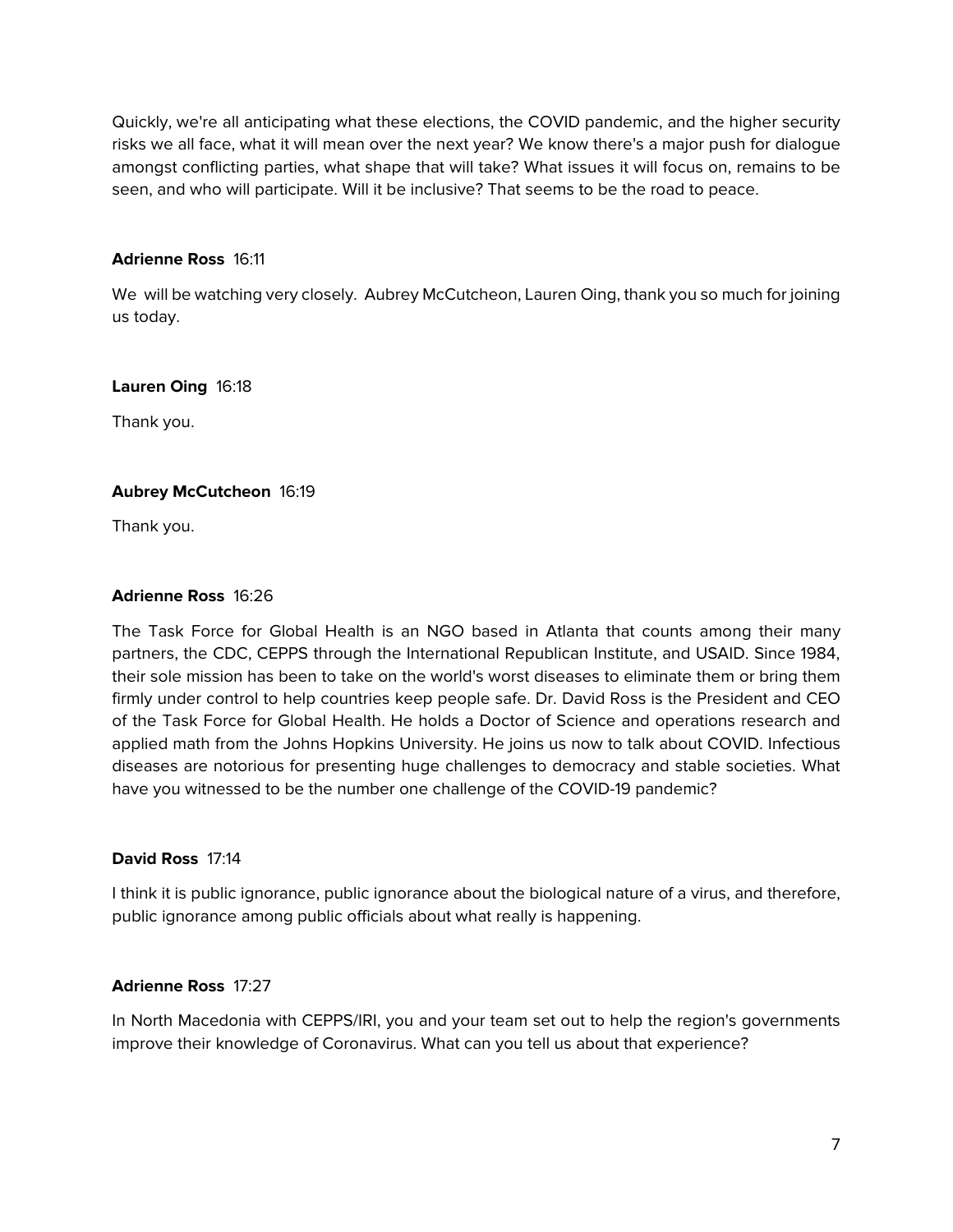Quickly, we're all anticipating what these elections, the COVID pandemic, and the higher security risks we all face, what it will mean over the next year? We know there's a major push for dialogue amongst conflicting parties, what shape that will take? What issues it will focus on, remains to be seen, and who will participate. Will it be inclusive? That seems to be the road to peace.

**Adrienne Ross** 16:11

We will be watching very closely. Aubrey McCutcheon, Lauren Oing, thank you so much for joining us today.

**Lauren Oing** 16:18

Thank you.

**Aubrey McCutcheon** 16:19

Thank you.

**Adrienne Ross** 16:26

The Task Force for Global Health is an NGO based in Atlanta that counts among their many partners, the CDC, CEPPS through the International Republican Institute, and USAID. Since 1984, their sole mission has been to take on the world's worst diseases to eliminate them or bring them firmly under control to help countries keep people safe. Dr. David Ross is the President and CEO of the Task Force for Global Health. He holds a Doctor of Science and operations research and applied math from the Johns Hopkins University. He joins us now to talk about COVID. Infectious diseases are notorious for presenting huge challenges to democracy and stable societies. What have you witnessed to be the number one challenge of the COVID-19 pandemic?

**David Ross** 17:14

I think it is public ignorance, public ignorance about the biological nature of a virus, and therefore, public ignorance among public officials about what really is happening.

**Adrienne Ross** 17:27

In North Macedonia with CEPPS/IRI, you and your team set out to help the region's governments improve their knowledge of Coronavirus. What can you tell us about that experience?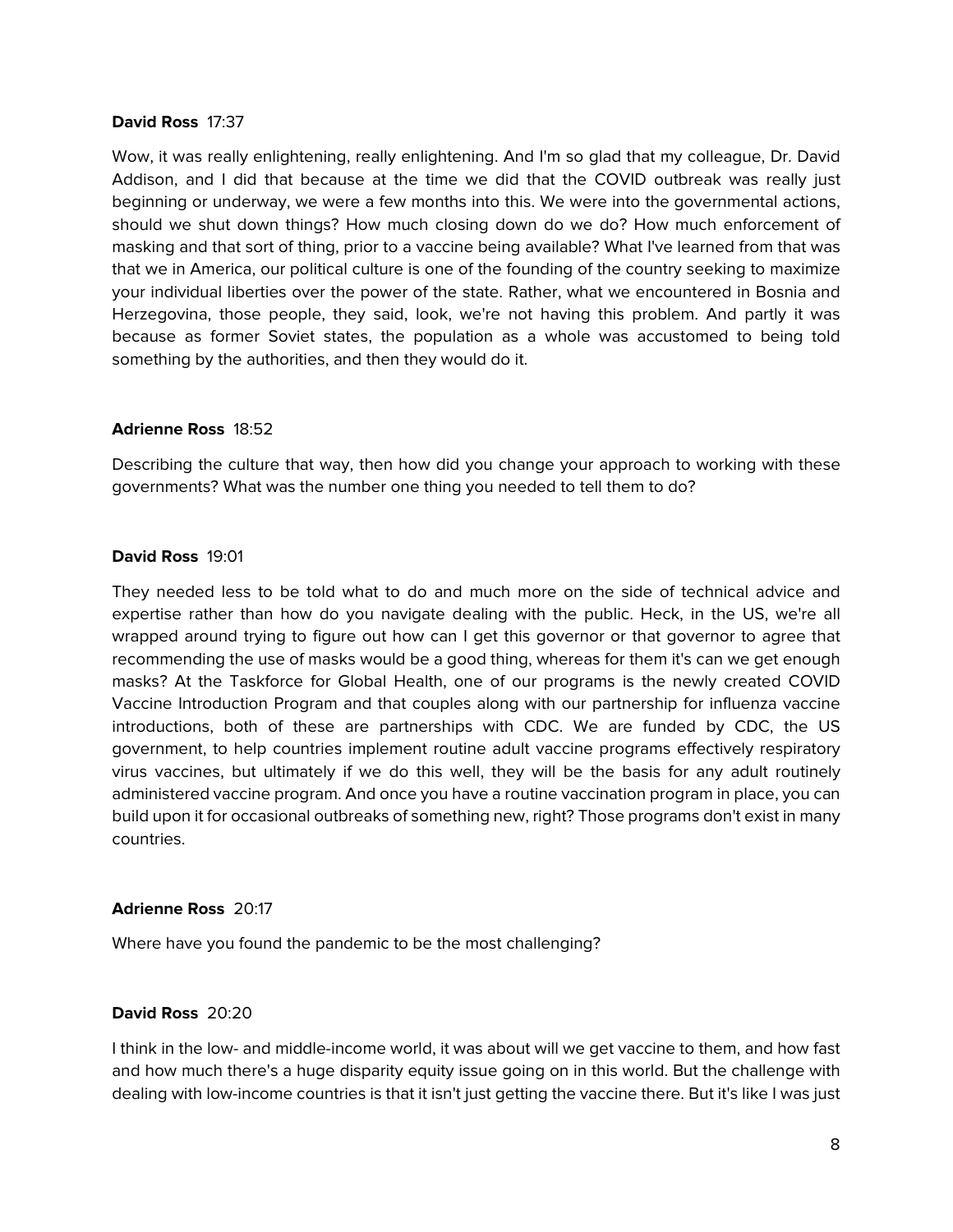**David Ross** 17:37

Wow, it was really enlightening, really enlightening. And I'm so glad that my colleague, Dr. David Addison, and I did that because at the time we did that the COVID outbreak was really just beginning or underway, we were a few months into this. We were into the governmental actions, should we shut down things? How much closing down do we do? How much enforcement of masking and that sort of thing, prior to a vaccine being available? What I've learned from that was that we in America, our political culture is one of the founding of the country seeking to maximize your individual liberties over the power of the state. Rather, what we encountered in Bosnia and Herzegovina, those people, they said, look, we're not having this problem. And partly it was because as former Soviet states, the population as a whole was accustomed to being told something by the authorities, and then they would do it.

**Adrienne Ross** 18:52

Describing the culture that way, then how did you change your approach to working with these governments? What was the number one thing you needed to tell them to do?

**David Ross** 19:01

They needed less to be told what to do and much more on the side of technical advice and expertise rather than how do you navigate dealing with the public. Heck, in the US, we're all wrapped around trying to figure out how can I get this governor or that governor to agree that recommending the use of masks would be a good thing, whereas for them it's can we get enough masks? At the Taskforce for Global Health, one of our programs is the newly created COVID Vaccine Introduction Program and that couples along with our partnership for influenza vaccine introductions, both of these are partnerships with CDC. We are funded by CDC, the US government, to help countries implement routine adult vaccine programs effectively respiratory virus vaccines, but ultimately if we do this well, they will be the basis for any adult routinely administered vaccine program. And once you have a routine vaccination program in place, you can build upon it for occasional outbreaks of something new, right? Those programs don't exist in many countries.

**Adrienne Ross** 20:17

Where have you found the pandemic to be the most challenging?

**David Ross** 20:20

I think in the low- and middle-income world, it was about will we get vaccine to them, and how fast and how much there's a huge disparity equity issue going on in this world. But the challenge with dealing with low-income countries is that it isn't just getting the vaccine there. But it's like I was just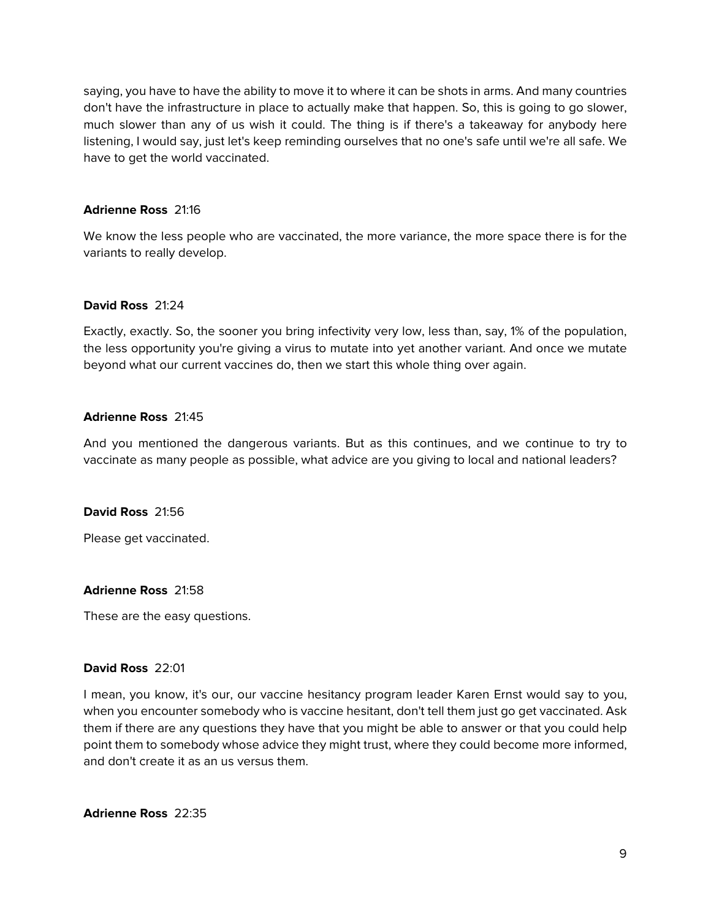saying, you have to have the ability to move it to where it can be shots in arms. And many countries don't have the infrastructure in place to actually make that happen. So, this is going to go slower, much slower than any of us wish it could. The thing is if there's a takeaway for anybody here listening, I would say, just let's keep reminding ourselves that no one's safe until we're all safe. We have to get the world vaccinated.

**Adrienne Ross** 21:16

We know the less people who are vaccinated, the more variance, the more space there is for the variants to really develop.

**David Ross** 21:24

Exactly, exactly. So, the sooner you bring infectivity very low, less than, say, 1% of the population, the less opportunity you're giving a virus to mutate into yet another variant. And once we mutate beyond what our current vaccines do, then we start this whole thing over again.

**Adrienne Ross** 21:45

And you mentioned the dangerous variants. But as this continues, and we continue to try to vaccinate as many people as possible, what advice are you giving to local and national leaders?

**David Ross** 21:56

Please get vaccinated.

**Adrienne Ross** 21:58

These are the easy questions.

**David Ross** 22:01

I mean, you know, it's our, our vaccine hesitancy program leader Karen Ernst would say to you, when you encounter somebody who is vaccine hesitant, don't tell them just go get vaccinated. Ask them if there are any questions they have that you might be able to answer or that you could help point them to somebody whose advice they might trust, where they could become more informed, and don't create it as an us versus them.

**Adrienne Ross** 22:35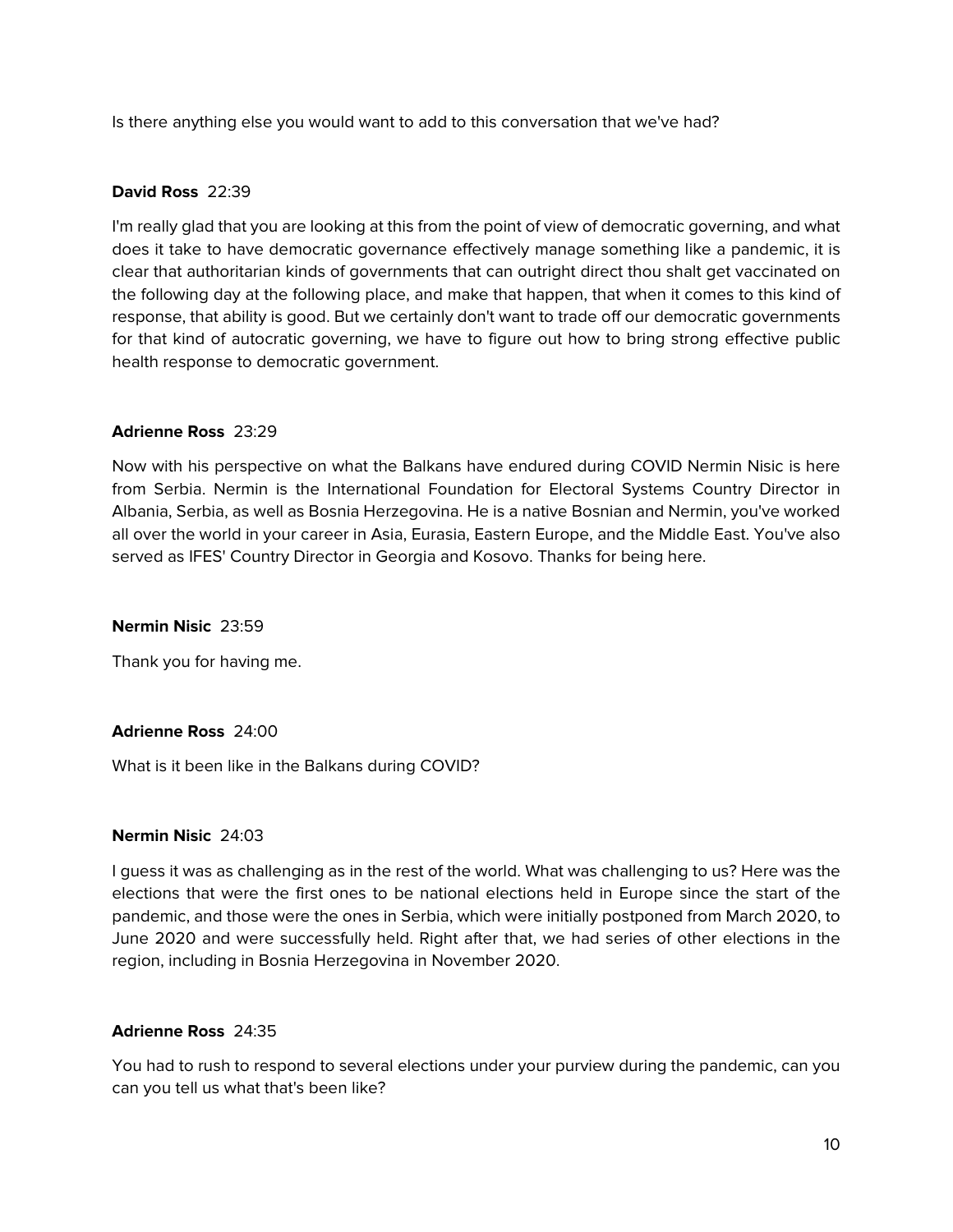Is there anything else you would want to add to this conversation that we've had?

**David Ross** 22:39

I'm really glad that you are looking at this from the point of view of democratic governing, and what does it take to have democratic governance effectively manage something like a pandemic, it is clear that authoritarian kinds of governments that can outright direct thou shalt get vaccinated on the following day at the following place, and make that happen, that when it comes to this kind of response, that ability is good. But we certainly don't want to trade off our democratic governments for that kind of autocratic governing, we have to figure out how to bring strong effective public health response to democratic government.

**Adrienne Ross** 23:29

Now with his perspective on what the Balkans have endured during COVID Nermin Nisic is here from Serbia. Nermin is the International Foundation for Electoral Systems Country Director in Albania, Serbia, as well as Bosnia Herzegovina. He is a native Bosnian and Nermin, you've worked all over the world in your career in Asia, Eurasia, Eastern Europe, and the Middle East. You've also served as IFES' Country Director in Georgia and Kosovo. Thanks for being here.

**Nermin Nisic** 23:59

Thank you for having me.

**Adrienne Ross** 24:00

What is it been like in the Balkans during COVID?

**Nermin Nisic** 24:03

I guess it was as challenging as in the rest of the world. What was challenging to us? Here was the elections that were the first ones to be national elections held in Europe since the start of the pandemic, and those were the ones in Serbia, which were initially postponed from March 2020, to June 2020 and were successfully held. Right after that, we had series of other elections in the region, including in Bosnia Herzegovina in November 2020.

**Adrienne Ross** 24:35

You had to rush to respond to several elections under your purview during the pandemic, can you can you tell us what that's been like?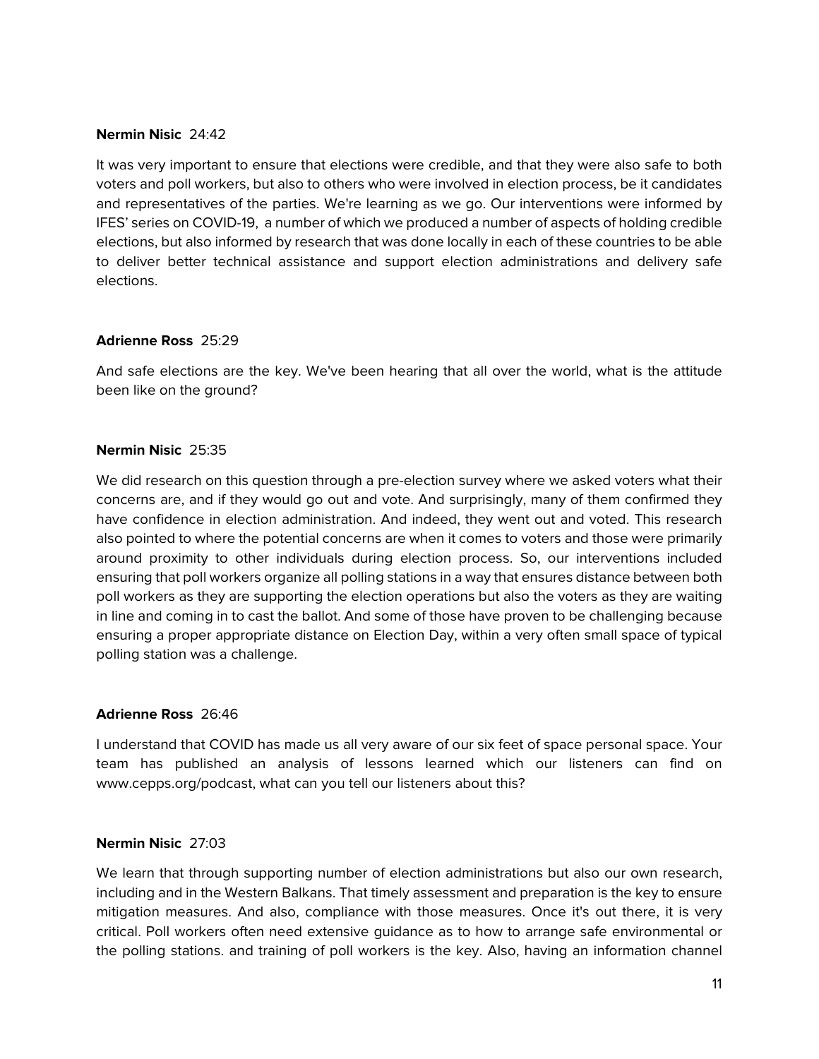**Nermin Nisic** 24:42

It was very important to ensure that elections were credible, and that they were also safe to both voters and poll workers, but also to others who were involved in election process, be it candidates and representatives of the parties. We're learning as we go. Our interventions were informed by IFES' series on COVID-19, a number of which we produced a number of aspects of holding credible elections, but also informed by research that was done locally in each of these countries to be able to deliver better technical assistance and support election administrations and delivery safe elections.

**Adrienne Ross** 25:29

And safe elections are the key. We've been hearing that all over the world, what is the attitude been like on the ground?

**Nermin Nisic** 25:35

We did research on this question through a pre-election survey where we asked voters what their concerns are, and if they would go out and vote. And surprisingly, many of them confirmed they have confidence in election administration. And indeed, they went out and voted. This research also pointed to where the potential concerns are when it comes to voters and those were primarily around proximity to other individuals during election process. So, our interventions included ensuring that poll workers organize all polling stations in a way that ensures distance between both poll workers as they are supporting the election operations but also the voters as they are waiting in line and coming in to cast the ballot. And some of those have proven to be challenging because ensuring a proper appropriate distance on Election Day, within a very often small space of typical polling station was a challenge.

**Adrienne Ross** 26:46

I understand that COVID has made us all very aware of our six feet of space personal space. Your team has published an analysis of lessons learned which our listeners can find on www.cepps.org/podcast, what can you tell our listeners about this?

**Nermin Nisic** 27:03

We learn that through supporting number of election administrations but also our own research, including and in the Western Balkans. That timely assessment and preparation is the key to ensure mitigation measures. And also, compliance with those measures. Once it's out there, it is very critical. Poll workers often need extensive guidance as to how to arrange safe environmental or the polling stations. and training of poll workers is the key. Also, having an information channel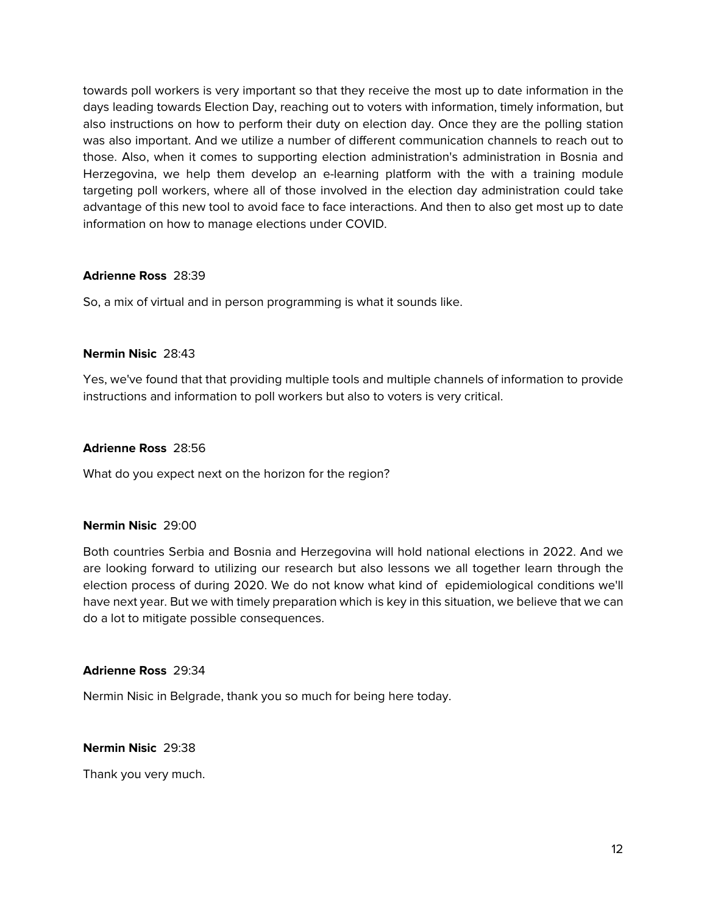towards poll workers is very important so that they receive the most up to date information in the days leading towards Election Day, reaching out to voters with information, timely information, but also instructions on how to perform their duty on election day. Once they are the polling station was also important. And we utilize a number of different communication channels to reach out to those. Also, when it comes to supporting election administration's administration in Bosnia and Herzegovina, we help them develop an e-learning platform with the with a training module targeting poll workers, where all of those involved in the election day administration could take advantage of this new tool to avoid face to face interactions. And then to also get most up to date information on how to manage elections under COVID.

**Adrienne Ross** 28:39

So, a mix of virtual and in person programming is what it sounds like.

**Nermin Nisic** 28:43

Yes, we've found that that providing multiple tools and multiple channels of information to provide instructions and information to poll workers but also to voters is very critical.

**Adrienne Ross** 28:56

What do you expect next on the horizon for the region?

**Nermin Nisic** 29:00

Both countries Serbia and Bosnia and Herzegovina will hold national elections in 2022. And we are looking forward to utilizing our research but also lessons we all together learn through the election process of during 2020. We do not know what kind of epidemiological conditions we'll have next year. But we with timely preparation which is key in this situation, we believe that we can do a lot to mitigate possible consequences.

**Adrienne Ross** 29:34

Nermin Nisic in Belgrade, thank you so much for being here today.

**Nermin Nisic** 29:38

Thank you very much.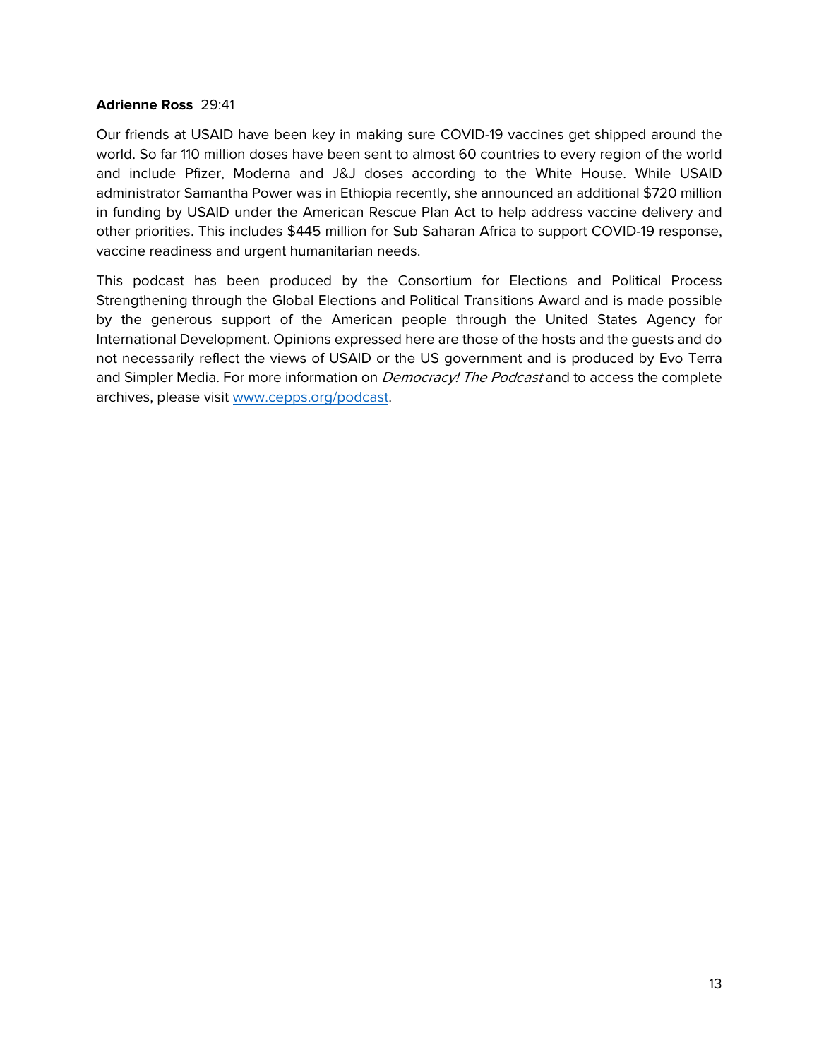**Adrienne Ross** 29:41

Our friends at USAID have been key in making sure COVID-19 vaccines get shipped around the world. So far 110 million doses have been sent to almost 60 countries to every region of the world and include Pfizer, Moderna and J&J doses according to the White House. While USAID administrator Samantha Power was in Ethiopia recently, she announced an additional $720 million in funding by USAID under the American Rescue Plan Act to help address vaccine delivery and other priorities. This includes $445 million for Sub Saharan Africa to support COVID-19 response, vaccine readiness and urgent humanitarian needs.

This podcast has been produced by the Consortium for Elections and Political Process Strengthening through the Global Elections and Political Transitions Award and is made possible by the generous support of the American people through the United States Agency for International Development. Opinions expressed here are those of the hosts and the guests and do not necessarily reflect the views of USAID or the US government and is produced by Evo Terra and Simpler Media. For more information on *Democracy! The Podcast* and to access the complete archives, please visit [www.cepps.org/podcast](www.cepps.org/podcast).